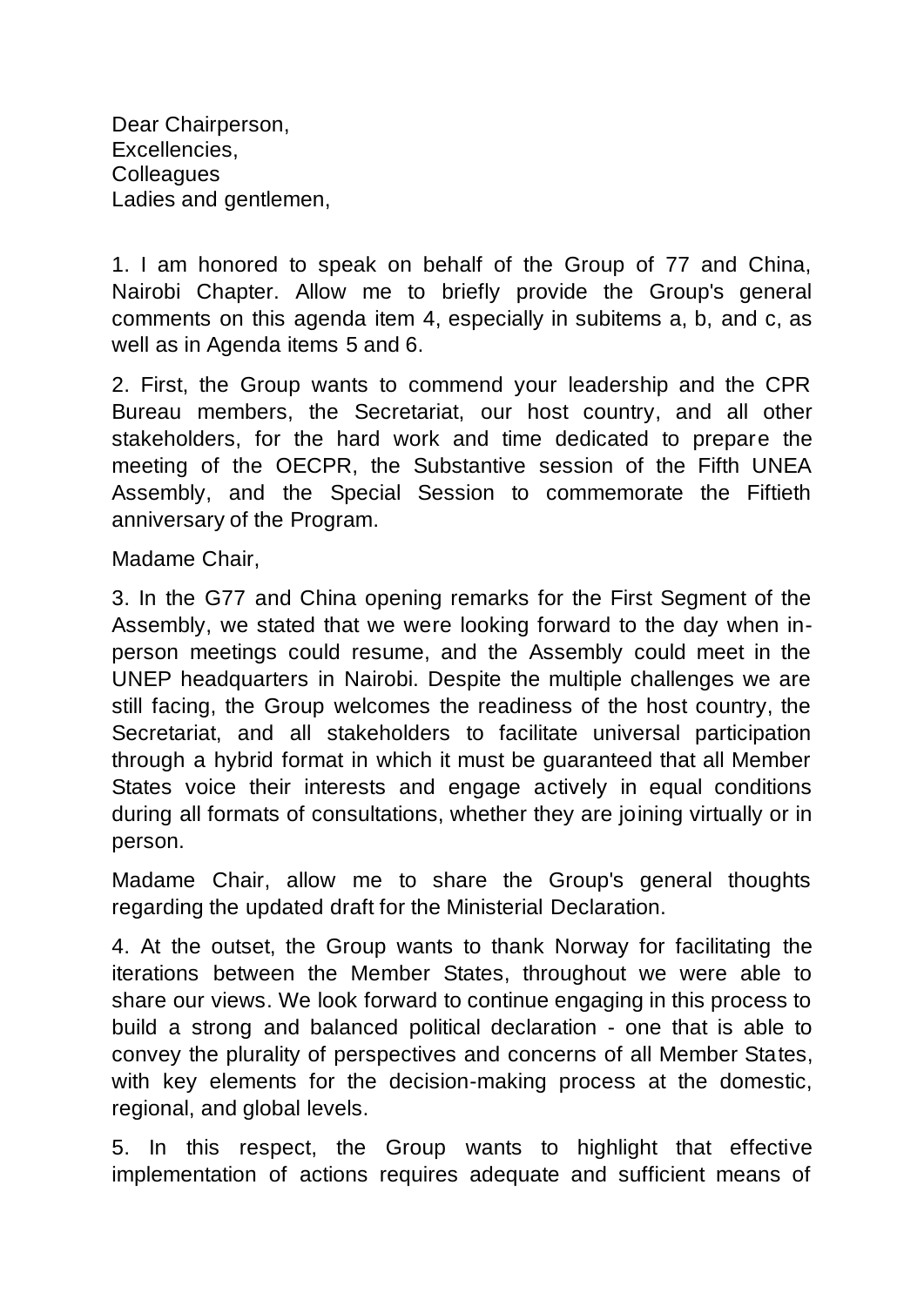Dear Chairperson,
Excellencies,
Colleagues
Ladies and gentlemen,

1. I am honored to speak on behalf of the Group of 77 and China, Nairobi Chapter. Allow me to briefly provide the Group's general comments on this agenda item 4, especially in subitems a, b, and c, as well as in Agenda items 5 and 6.

2. First, the Group wants to commend your leadership and the CPR Bureau members, the Secretariat, our host country, and all other stakeholders, for the hard work and time dedicated to prepare the meeting of the OECPR, the Substantive session of the Fifth UNEA Assembly, and the Special Session to commemorate the Fiftieth anniversary of the Program.

Madame Chair,

3. In the G77 and China opening remarks for the First Segment of the Assembly, we stated that we were looking forward to the day when in-person meetings could resume, and the Assembly could meet in the UNEP headquarters in Nairobi. Despite the multiple challenges we are still facing, the Group welcomes the readiness of the host country, the Secretariat, and all stakeholders to facilitate universal participation through a hybrid format in which it must be guaranteed that all Member States voice their interests and engage actively in equal conditions during all formats of consultations, whether they are joining virtually or in person.

Madame Chair, allow me to share the Group's general thoughts regarding the updated draft for the Ministerial Declaration.

4. At the outset, the Group wants to thank Norway for facilitating the iterations between the Member States, throughout we were able to share our views. We look forward to continue engaging in this process to build a strong and balanced political declaration - one that is able to convey the plurality of perspectives and concerns of all Member States, with key elements for the decision-making process at the domestic, regional, and global levels.

5. In this respect, the Group wants to highlight that effective implementation of actions requires adequate and sufficient means of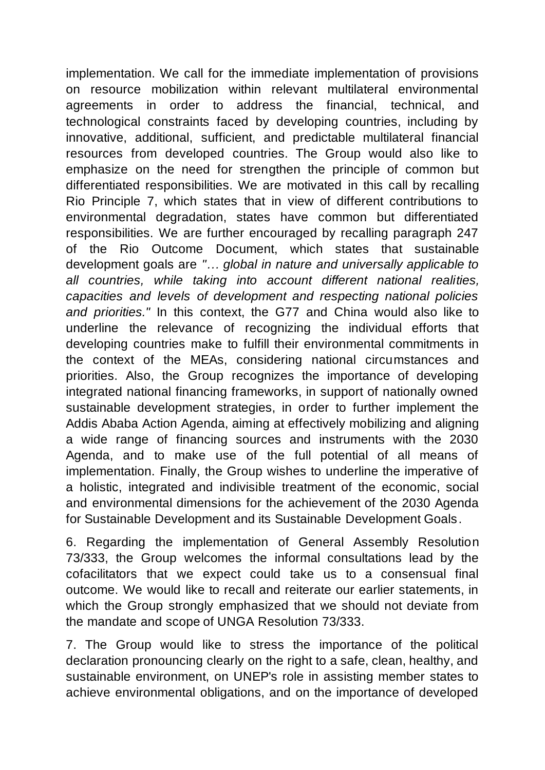implementation. We call for the immediate implementation of provisions on resource mobilization within relevant multilateral environmental agreements in order to address the financial, technical, and technological constraints faced by developing countries, including by innovative, additional, sufficient, and predictable multilateral financial resources from developed countries. The Group would also like to emphasize on the need for strengthen the principle of common but differentiated responsibilities. We are motivated in this call by recalling Rio Principle 7, which states that in view of different contributions to environmental degradation, states have common but differentiated responsibilities. We are further encouraged by recalling paragraph 247 of the Rio Outcome Document, which states that sustainable development goals are *"… global in nature and universally applicable to all countries, while taking into account different national realities, capacities and levels of development and respecting national policies and priorities."* In this context, the G77 and China would also like to underline the relevance of recognizing the individual efforts that developing countries make to fulfill their environmental commitments in the context of the MEAs, considering national circumstances and priorities. Also, the Group recognizes the importance of developing integrated national financing frameworks, in support of nationally owned sustainable development strategies, in order to further implement the Addis Ababa Action Agenda, aiming at effectively mobilizing and aligning a wide range of financing sources and instruments with the 2030 Agenda, and to make use of the full potential of all means of implementation. Finally, the Group wishes to underline the imperative of a holistic, integrated and indivisible treatment of the economic, social and environmental dimensions for the achievement of the 2030 Agenda for Sustainable Development and its Sustainable Development Goals.

6. Regarding the implementation of General Assembly Resolution 73/333, the Group welcomes the informal consultations lead by the cofacilitators that we expect could take us to a consensual final outcome. We would like to recall and reiterate our earlier statements, in which the Group strongly emphasized that we should not deviate from the mandate and scope of UNGA Resolution 73/333.

7. The Group would like to stress the importance of the political declaration pronouncing clearly on the right to a safe, clean, healthy, and sustainable environment, on UNEP's role in assisting member states to achieve environmental obligations, and on the importance of developed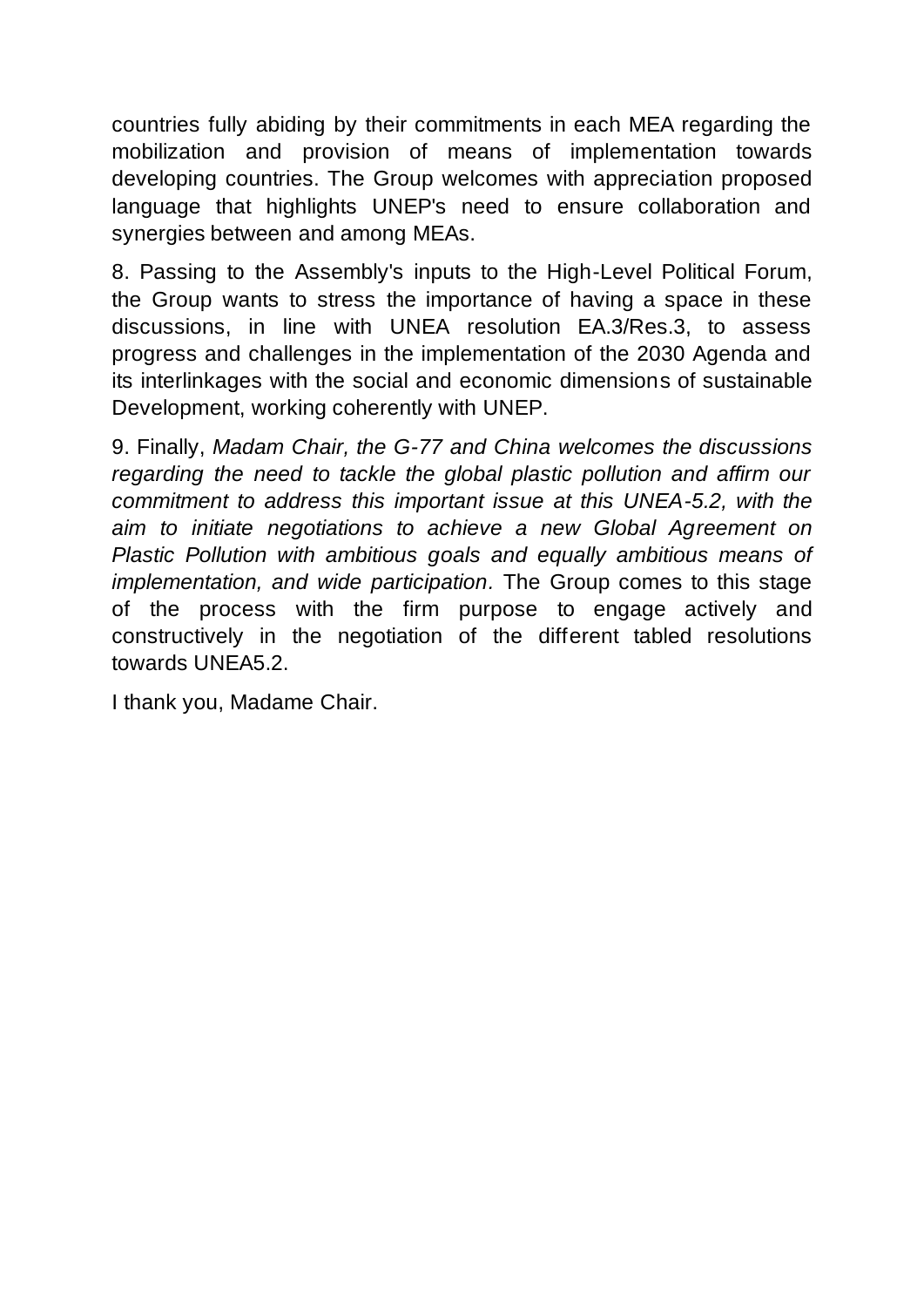countries fully abiding by their commitments in each MEA regarding the mobilization and provision of means of implementation towards developing countries. The Group welcomes with appreciation proposed language that highlights UNEP's need to ensure collaboration and synergies between and among MEAs.

8. Passing to the Assembly's inputs to the High-Level Political Forum, the Group wants to stress the importance of having a space in these discussions, in line with UNEA resolution EA.3/Res.3, to assess progress and challenges in the implementation of the 2030 Agenda and its interlinkages with the social and economic dimensions of sustainable Development, working coherently with UNEP.

9. Finally, *Madam Chair, the G-77 and China welcomes the discussions regarding the need to tackle the global plastic pollution and affirm our commitment to address this important issue at this UNEA-5.2, with the aim to initiate negotiations to achieve a new Global Agreement on Plastic Pollution with ambitious goals and equally ambitious means of implementation, and wide participation.* The Group comes to this stage of the process with the firm purpose to engage actively and constructively in the negotiation of the different tabled resolutions towards UNEA5.2.

I thank you, Madame Chair.